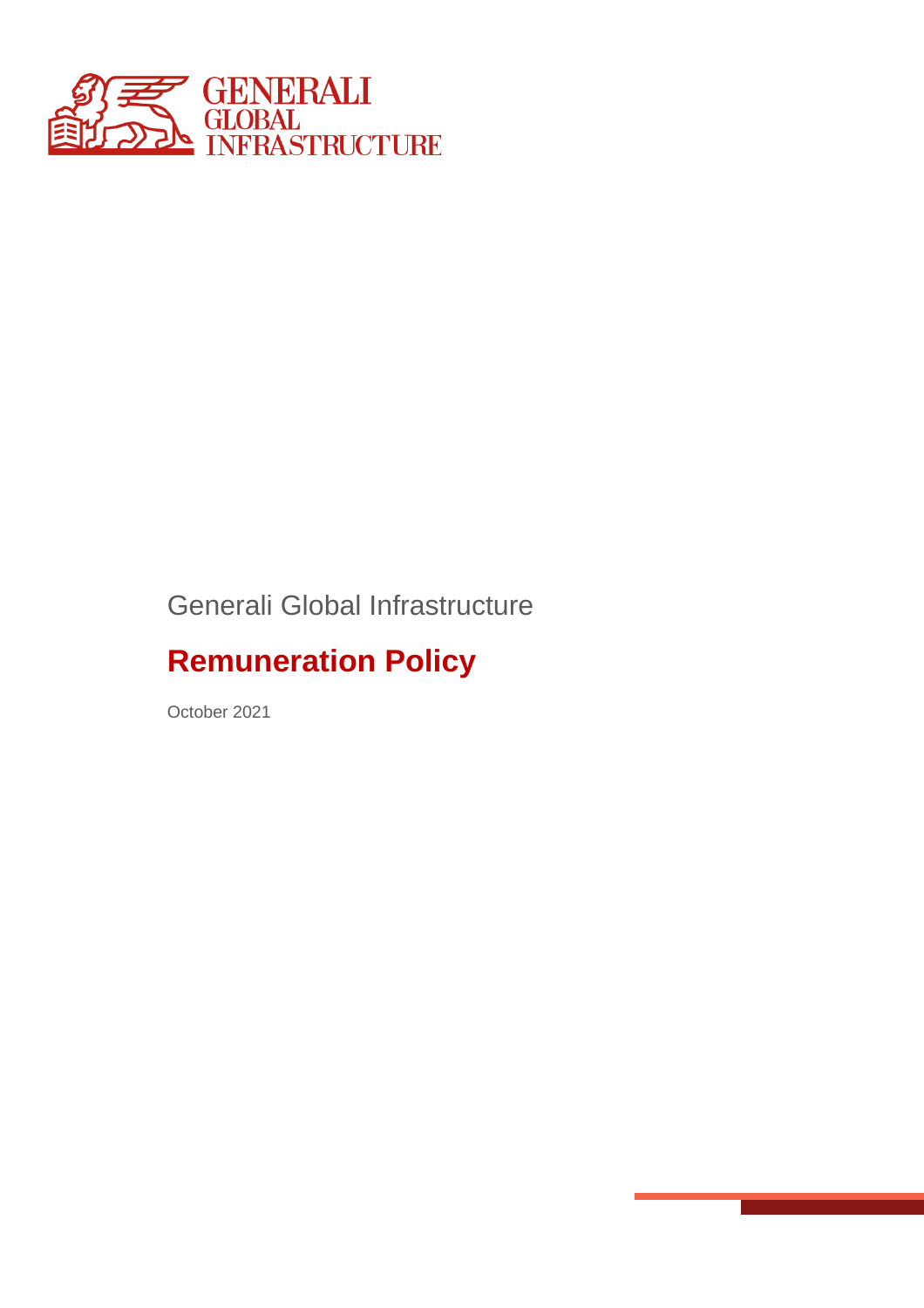Generali Global Infrastructure

# Remuneration Policy

October 2021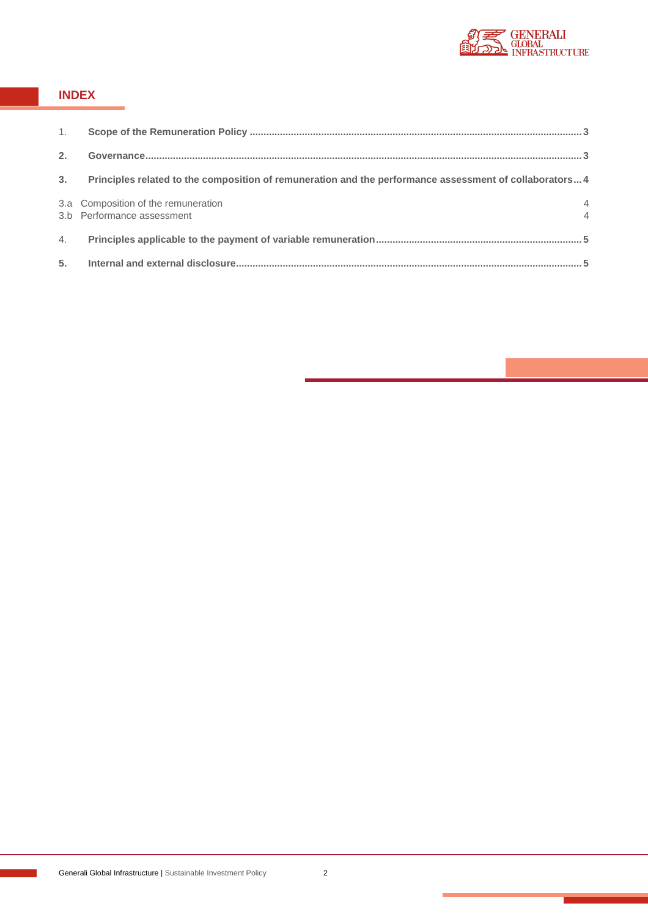## INDEX

1. **Scope of the Remuneration Policy** ........ 3
2. **Governance** ........ 3
3. **Principles related to the composition of remuneration and the performance assessment of collaborators** ........ 4
   - 3.a Composition of the remuneration ........ 4
   - 3.b Performance assessment ........ 4
4. **Principles applicable to the payment of variable remuneration** ........ 5
5. **Internal and external disclosure** ........ 5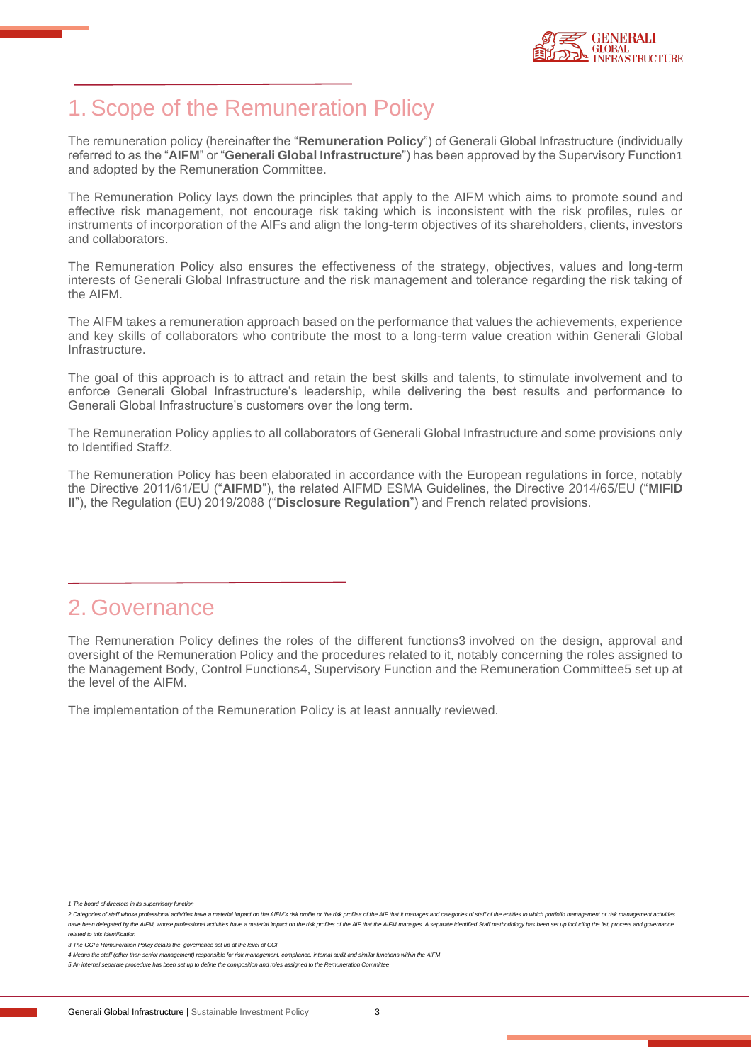# 1. Scope of the Remuneration Policy

The remuneration policy (hereinafter the "**Remuneration Policy**") of Generali Global Infrastructure (individually referred to as the "**AIFM**" or "**Generali Global Infrastructure**") has been approved by the Supervisory Function[1] and adopted by the Remuneration Committee.

The Remuneration Policy lays down the principles that apply to the AIFM which aims to promote sound and effective risk management, not encourage risk taking which is inconsistent with the risk profiles, rules or instruments of incorporation of the AIFs and align the long-term objectives of its shareholders, clients, investors and collaborators.

The Remuneration Policy also ensures the effectiveness of the strategy, objectives, values and long-term interests of Generali Global Infrastructure and the risk management and tolerance regarding the risk taking of the AIFM.

The AIFM takes a remuneration approach based on the performance that values the achievements, experience and key skills of collaborators who contribute the most to a long-term value creation within Generali Global Infrastructure.

The goal of this approach is to attract and retain the best skills and talents, to stimulate involvement and to enforce Generali Global Infrastructure's leadership, while delivering the best results and performance to Generali Global Infrastructure's customers over the long term.

The Remuneration Policy applies to all collaborators of Generali Global Infrastructure and some provisions only to Identified Staff[2].

The Remuneration Policy has been elaborated in accordance with the European regulations in force, notably the Directive 2011/61/EU ("**AIFMD**"), the related AIFMD ESMA Guidelines, the Directive 2014/65/EU ("**MIFID II**"), the Regulation (EU) 2019/2088 ("**Disclosure Regulation**") and French related provisions.

# 2. Governance

The Remuneration Policy defines the roles of the different functions[3] involved on the design, approval and oversight of the Remuneration Policy and the procedures related to it, notably concerning the roles assigned to the Management Body, Control Functions[4], Supervisory Function and the Remuneration Committee[5] set up at the level of the AIFM.

The implementation of the Remuneration Policy is at least annually reviewed.

---

*1 The board of directors in its supervisory function*

*2 Categories of staff whose professional activities have a material impact on the AIFM's risk profile or the risk profiles of the AIF that it manages and categories of staff of the entities to which portfolio management or risk management activities have been delegated by the AIFM, whose professional activities have a material impact on the risk profiles of the AIF that the AIFM manages. A separate Identified Staff methodology has been set up including the list, process and governance related to this identification*

*3 The GGI's Remuneration Policy details the governance set up at the level of GGI*

*4 Means the staff (other than senior management) responsible for risk management, compliance, internal audit and similar functions within the AIFM*

*5 An internal separate procedure has been set up to define the composition and roles assigned to the Remuneration Committee*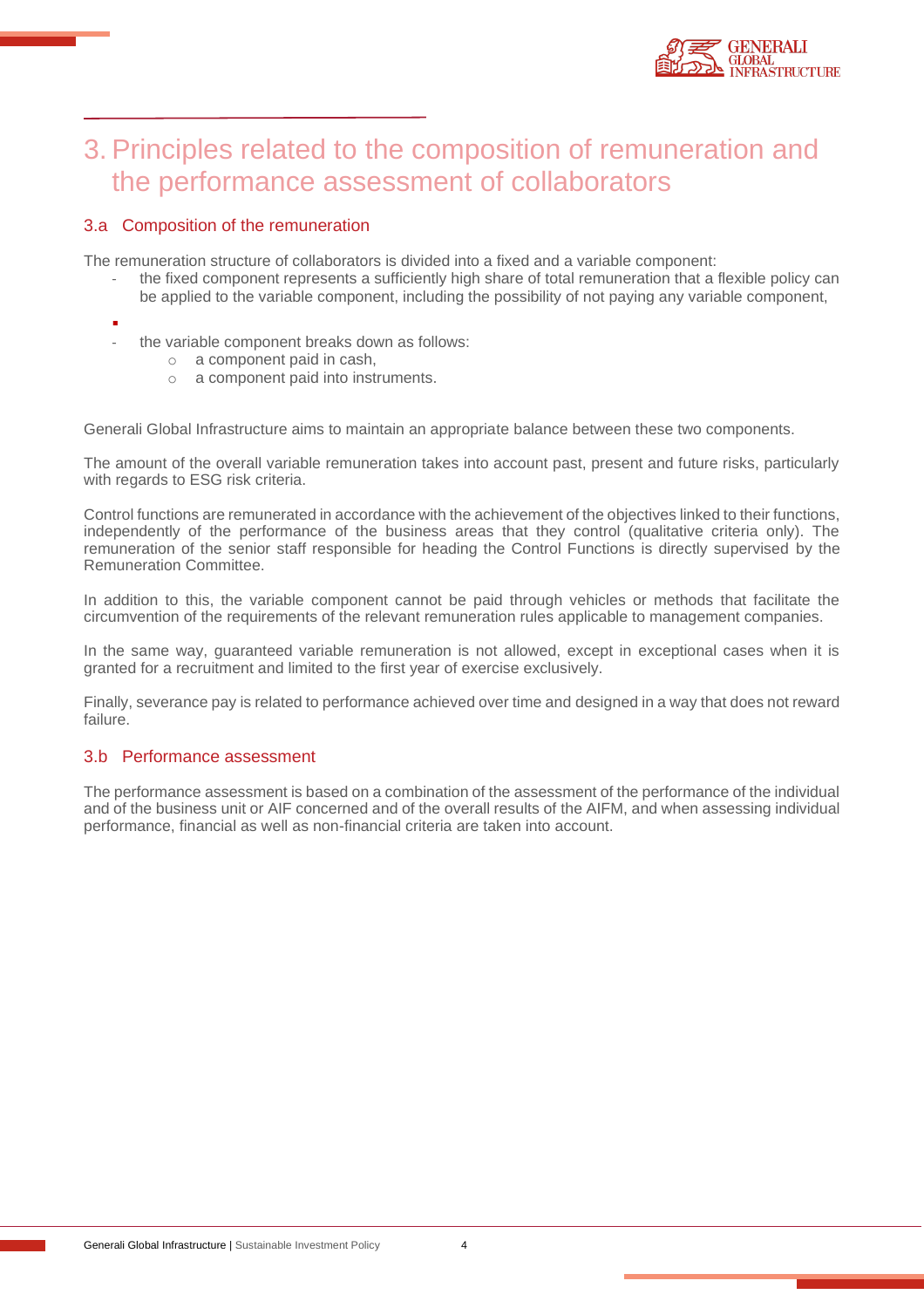# 3. Principles related to the composition of remuneration and the performance assessment of collaborators

## 3.a Composition of the remuneration

The remuneration structure of collaborators is divided into a fixed and a variable component:

- the fixed component represents a sufficiently high share of total remuneration that a flexible policy can be applied to the variable component, including the possibility of not paying any variable component,
- the variable component breaks down as follows:
  - a component paid in cash,
  - a component paid into instruments.

Generali Global Infrastructure aims to maintain an appropriate balance between these two components.

The amount of the overall variable remuneration takes into account past, present and future risks, particularly with regards to ESG risk criteria.

Control functions are remunerated in accordance with the achievement of the objectives linked to their functions, independently of the performance of the business areas that they control (qualitative criteria only). The remuneration of the senior staff responsible for heading the Control Functions is directly supervised by the Remuneration Committee.

In addition to this, the variable component cannot be paid through vehicles or methods that facilitate the circumvention of the requirements of the relevant remuneration rules applicable to management companies.

In the same way, guaranteed variable remuneration is not allowed, except in exceptional cases when it is granted for a recruitment and limited to the first year of exercise exclusively.

Finally, severance pay is related to performance achieved over time and designed in a way that does not reward failure.

## 3.b Performance assessment

The performance assessment is based on a combination of the assessment of the performance of the individual and of the business unit or AIF concerned and of the overall results of the AIFM, and when assessing individual performance, financial as well as non-financial criteria are taken into account.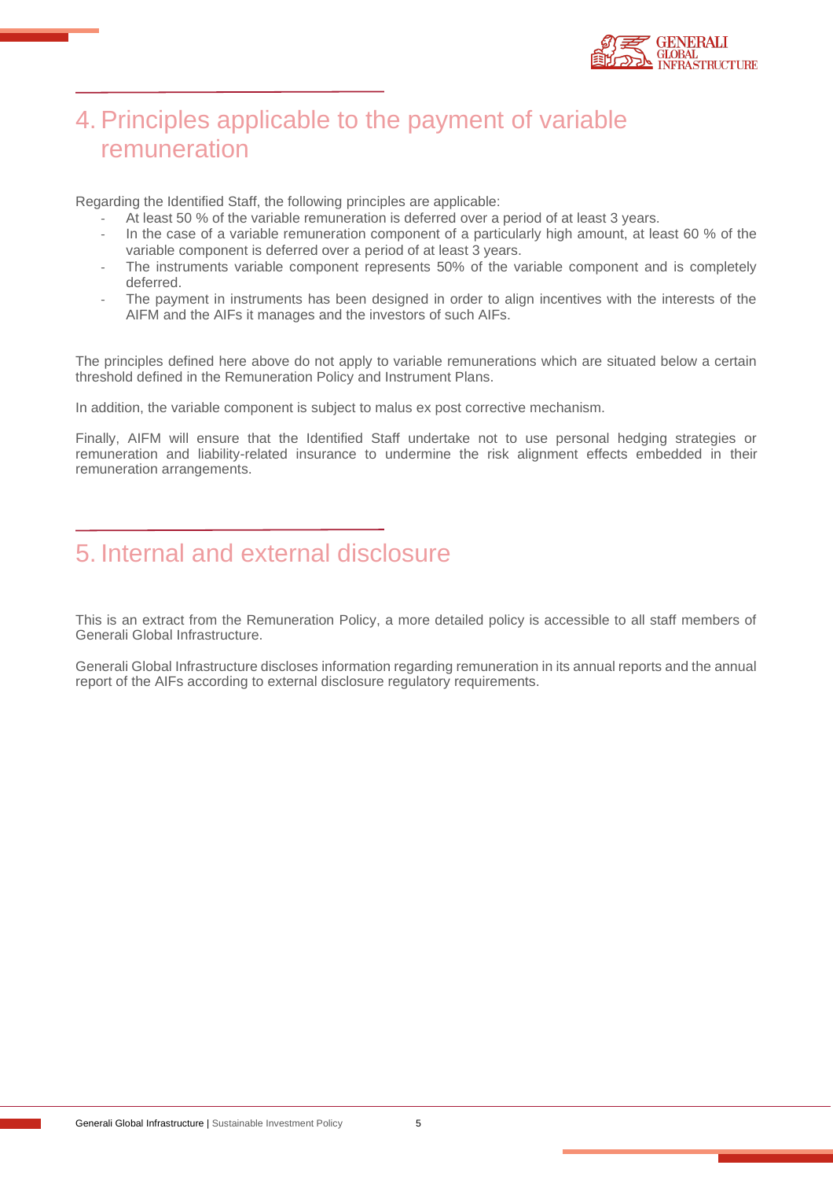# 4. Principles applicable to the payment of variable remuneration

Regarding the Identified Staff, the following principles are applicable:

- At least 50 % of the variable remuneration is deferred over a period of at least 3 years.
- In the case of a variable remuneration component of a particularly high amount, at least 60 % of the variable component is deferred over a period of at least 3 years.
- The instruments variable component represents 50% of the variable component and is completely deferred.
- The payment in instruments has been designed in order to align incentives with the interests of the AIFM and the AIFs it manages and the investors of such AIFs.

The principles defined here above do not apply to variable remunerations which are situated below a certain threshold defined in the Remuneration Policy and Instrument Plans.

In addition, the variable component is subject to malus ex post corrective mechanism.

Finally, AIFM will ensure that the Identified Staff undertake not to use personal hedging strategies or remuneration and liability-related insurance to undermine the risk alignment effects embedded in their remuneration arrangements.

# 5. Internal and external disclosure

This is an extract from the Remuneration Policy, a more detailed policy is accessible to all staff members of Generali Global Infrastructure.

Generali Global Infrastructure discloses information regarding remuneration in its annual reports and the annual report of the AIFs according to external disclosure regulatory requirements.